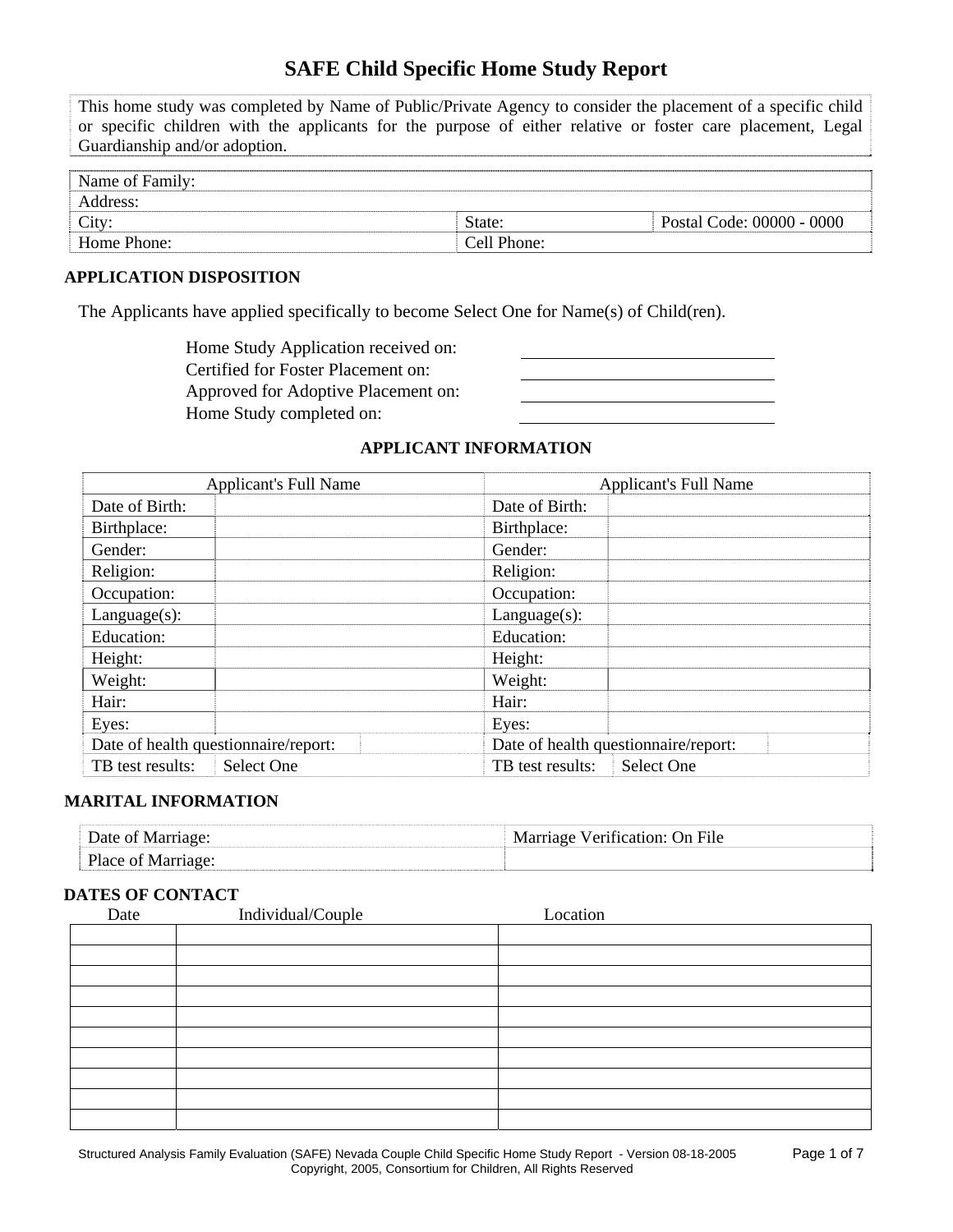# SAFE Child Specific Home Study Report

This home study was completed by Name of Public/Private Agency to consider the placement of a specific child or specific children with the applicants for the purpose of either relative or foster care placement, Legal Guardianship and/or adoption.

| Name of Family: | | |
|---|---|---|
| Address: | | |
| City: | State: | Postal Code: 00000 - 0000 |
| Home Phone: | Cell Phone: | |

## APPLICATION DISPOSITION

The Applicants have applied specifically to become Select One for Name(s) of Child(ren).

Home Study Application received on: \_\_\_\_\_\_\_\_\_\_\_\_\_\_\_\_\_\_\_\_
Certified for Foster Placement on: \_\_\_\_\_\_\_\_\_\_\_\_\_\_\_\_\_\_\_\_
Approved for Adoptive Placement on: \_\_\_\_\_\_\_\_\_\_\_\_\_\_\_\_\_\_\_\_
Home Study completed on: \_\_\_\_\_\_\_\_\_\_\_\_\_\_\_\_\_\_\_\_

## APPLICANT INFORMATION

| Applicant's Full Name | | Applicant's Full Name | |
|---|---|---|---|
| Date of Birth: | | Date of Birth: | |
| Birthplace: | | Birthplace: | |
| Gender: | | Gender: | |
| Religion: | | Religion: | |
| Occupation: | | Occupation: | |
| Language(s): | | Language(s): | |
| Education: | | Education: | |
| Height: | | Height: | |
| Weight: | | Weight: | |
| Hair: | | Hair: | |
| Eyes: | | Eyes: | |
| Date of health questionnaire/report: | | Date of health questionnaire/report: | |
| TB test results: | Select One | TB test results: | Select One |

## MARITAL INFORMATION

| Date of Marriage: | Marriage Verification: On File |
|---|---|
| Place of Marriage: | |

## DATES OF CONTACT

| Date | Individual/Couple | Location |
|---|---|---|
| | | |
| | | |
| | | |
| | | |
| | | |
| | | |
| | | |
| | | |
| | | |
| | | |

Structured Analysis Family Evaluation (SAFE) Nevada Couple Child Specific Home Study Report - Version 08-18-2005
Copyright, 2005, Consortium for Children, All Rights Reserved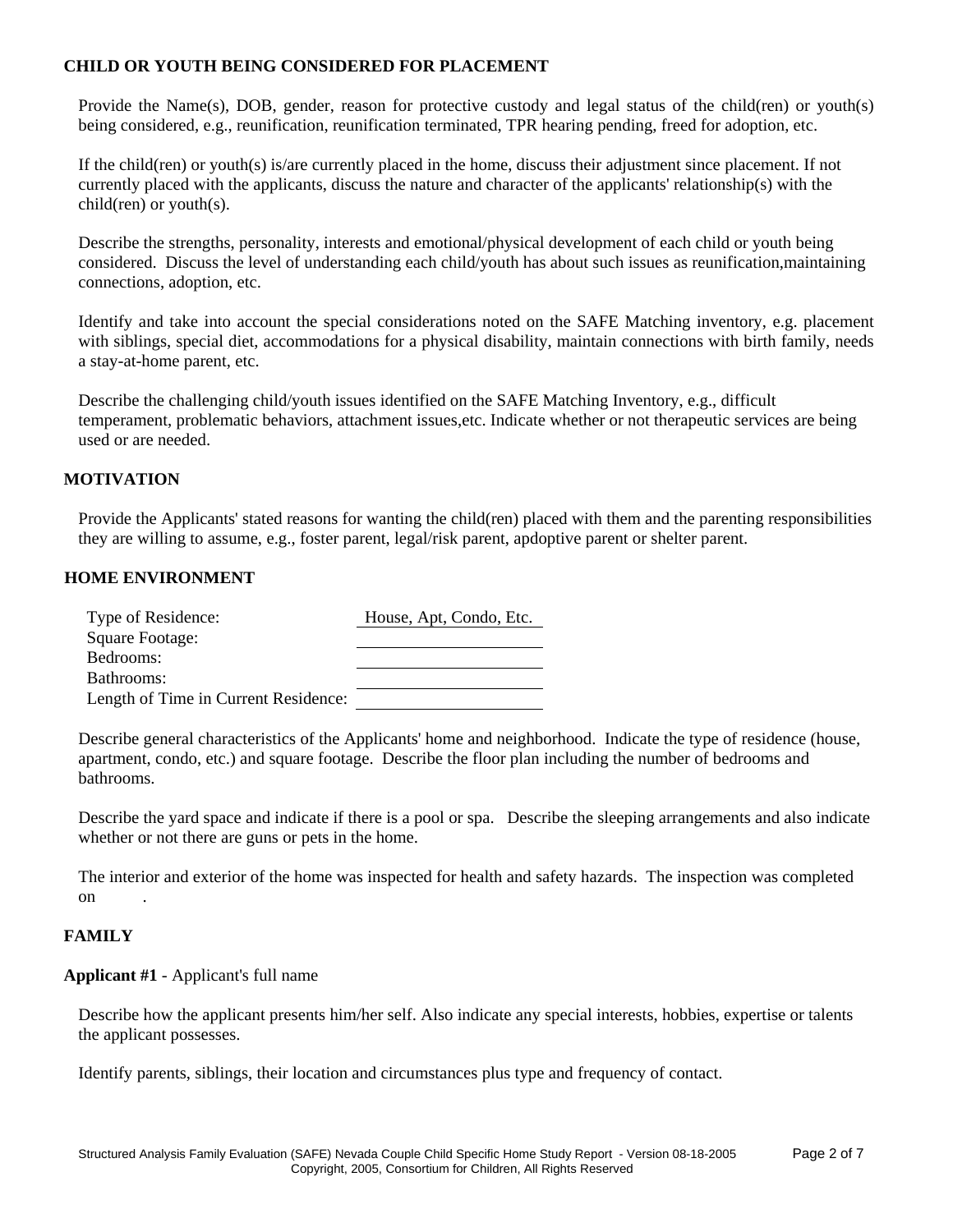## CHILD OR YOUTH BEING CONSIDERED FOR PLACEMENT

Provide the Name(s), DOB, gender, reason for protective custody and legal status of the child(ren) or youth(s) being considered, e.g., reunification, reunification terminated, TPR hearing pending, freed for adoption, etc.

If the child(ren) or youth(s) is/are currently placed in the home, discuss their adjustment since placement. If not currently placed with the applicants, discuss the nature and character of the applicants' relationship(s) with the child(ren) or youth(s).

Describe the strengths, personality, interests and emotional/physical development of each child or youth being considered. Discuss the level of understanding each child/youth has about such issues as reunification,maintaining connections, adoption, etc.

Identify and take into account the special considerations noted on the SAFE Matching inventory, e.g. placement with siblings, special diet, accommodations for a physical disability, maintain connections with birth family, needs a stay-at-home parent, etc.

Describe the challenging child/youth issues identified on the SAFE Matching Inventory, e.g., difficult temperament, problematic behaviors, attachment issues,etc. Indicate whether or not therapeutic services are being used or are needed.

## MOTIVATION

Provide the Applicants' stated reasons for wanting the child(ren) placed with them and the parenting responsibilities they are willing to assume, e.g., foster parent, legal/risk parent, apdoptive parent or shelter parent.

## HOME ENVIRONMENT

| | |
|---|---|
| Type of Residence: | House, Apt, Condo, Etc. |
| Square Footage: | |
| Bedrooms: | |
| Bathrooms: | |
| Length of Time in Current Residence: | |

Describe general characteristics of the Applicants' home and neighborhood. Indicate the type of residence (house, apartment, condo, etc.) and square footage. Describe the floor plan including the number of bedrooms and bathrooms.

Describe the yard space and indicate if there is a pool or spa. Describe the sleeping arrangements and also indicate whether or not there are guns or pets in the home.

The interior and exterior of the home was inspected for health and safety hazards. The inspection was completed on .

## FAMILY

**Applicant #1** - Applicant's full name

Describe how the applicant presents him/her self. Also indicate any special interests, hobbies, expertise or talents the applicant possesses.

Identify parents, siblings, their location and circumstances plus type and frequency of contact.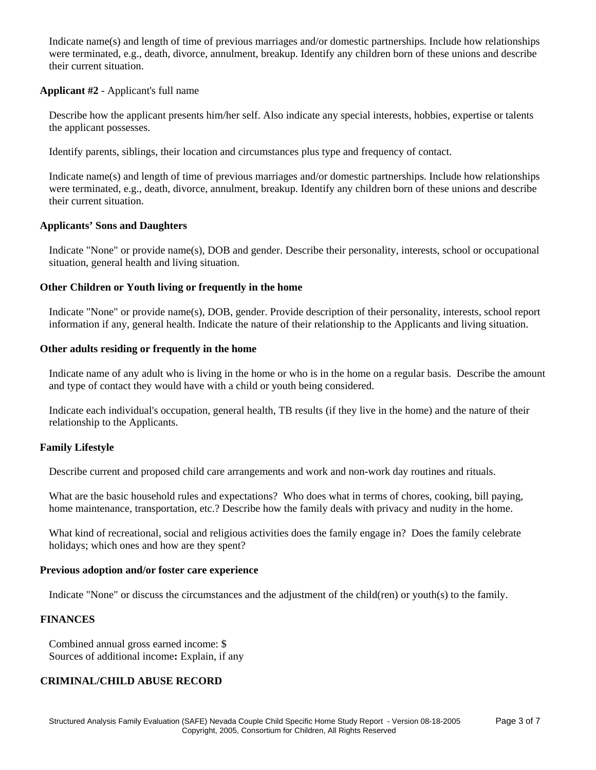Indicate name(s) and length of time of previous marriages and/or domestic partnerships. Include how relationships were terminated, e.g., death, divorce, annulment, breakup. Identify any children born of these unions and describe their current situation.

**Applicant #2** - Applicant's full name

Describe how the applicant presents him/her self. Also indicate any special interests, hobbies, expertise or talents the applicant possesses.

Identify parents, siblings, their location and circumstances plus type and frequency of contact.

Indicate name(s) and length of time of previous marriages and/or domestic partnerships. Include how relationships were terminated, e.g., death, divorce, annulment, breakup. Identify any children born of these unions and describe their current situation.

**Applicants' Sons and Daughters**

Indicate "None" or provide name(s), DOB and gender. Describe their personality, interests, school or occupational situation, general health and living situation.

**Other Children or Youth living or frequently in the home**

Indicate "None" or provide name(s), DOB, gender. Provide description of their personality, interests, school report information if any, general health. Indicate the nature of their relationship to the Applicants and living situation.

**Other adults residing or frequently in the home**

Indicate name of any adult who is living in the home or who is in the home on a regular basis. Describe the amount and type of contact they would have with a child or youth being considered.

Indicate each individual's occupation, general health, TB results (if they live in the home) and the nature of their relationship to the Applicants.

**Family Lifestyle**

Describe current and proposed child care arrangements and work and non-work day routines and rituals.

What are the basic household rules and expectations? Who does what in terms of chores, cooking, bill paying, home maintenance, transportation, etc.? Describe how the family deals with privacy and nudity in the home.

What kind of recreational, social and religious activities does the family engage in? Does the family celebrate holidays; which ones and how are they spent?

**Previous adoption and/or foster care experience**

Indicate "None" or discuss the circumstances and the adjustment of the child(ren) or youth(s) to the family.

## FINANCES

Combined annual gross earned income: $
Sources of additional income**:** Explain, if any

## CRIMINAL/CHILD ABUSE RECORD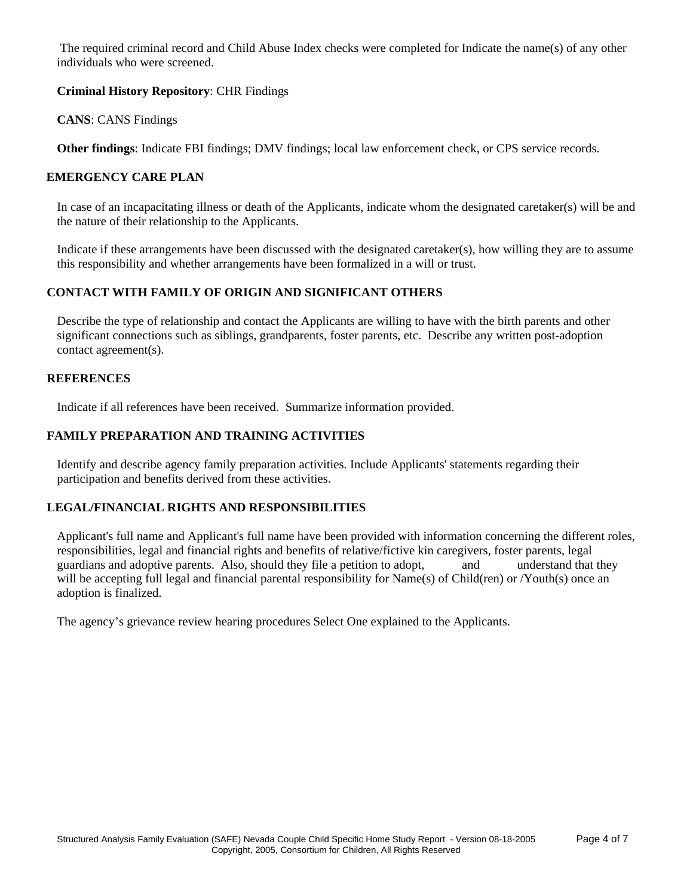The required criminal record and Child Abuse Index checks were completed for Indicate the name(s) of any other individuals who were screened.

**Criminal History Repository**: CHR Findings

**CANS**: CANS Findings

**Other findings**: Indicate FBI findings; DMV findings; local law enforcement check, or CPS service records.

## EMERGENCY CARE PLAN

In case of an incapacitating illness or death of the Applicants, indicate whom the designated caretaker(s) will be and the nature of their relationship to the Applicants.

Indicate if these arrangements have been discussed with the designated caretaker(s), how willing they are to assume this responsibility and whether arrangements have been formalized in a will or trust.

## CONTACT WITH FAMILY OF ORIGIN AND SIGNIFICANT OTHERS

Describe the type of relationship and contact the Applicants are willing to have with the birth parents and other significant connections such as siblings, grandparents, foster parents, etc. Describe any written post-adoption contact agreement(s).

## REFERENCES

Indicate if all references have been received. Summarize information provided.

## FAMILY PREPARATION AND TRAINING ACTIVITIES

Identify and describe agency family preparation activities. Include Applicants' statements regarding their participation and benefits derived from these activities.

## LEGAL/FINANCIAL RIGHTS AND RESPONSIBILITIES

Applicant's full name and Applicant's full name have been provided with information concerning the different roles, responsibilities, legal and financial rights and benefits of relative/fictive kin caregivers, foster parents, legal guardians and adoptive parents. Also, should they file a petition to adopt, and understand that they will be accepting full legal and financial parental responsibility for Name(s) of Child(ren) or /Youth(s) once an adoption is finalized.

The agency's grievance review hearing procedures Select One explained to the Applicants.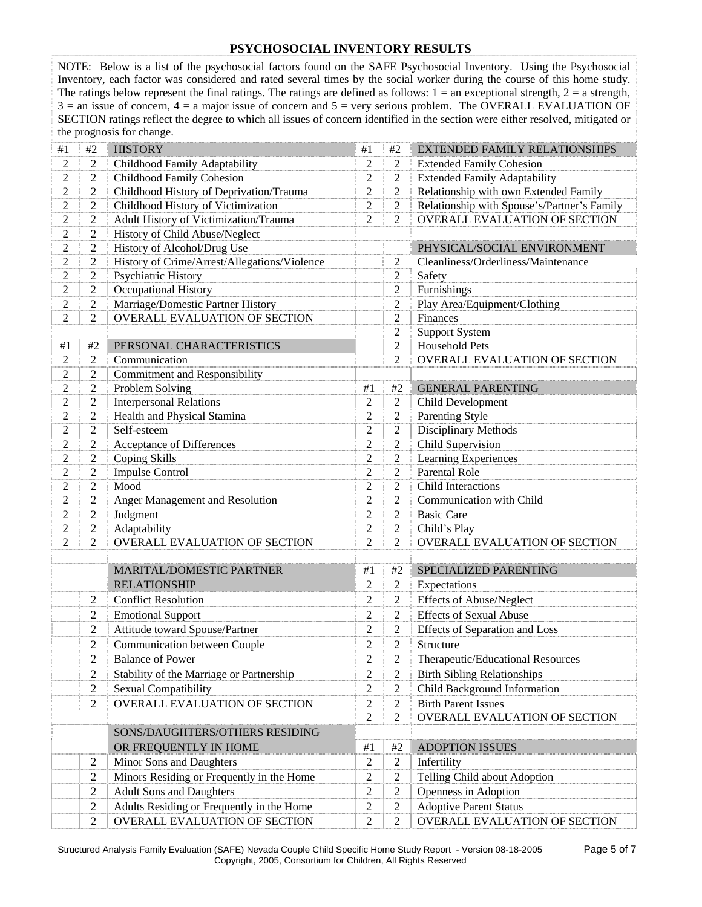## PSYCHOSOCIAL INVENTORY RESULTS

NOTE: Below is a list of the psychosocial factors found on the SAFE Psychosocial Inventory. Using the Psychosocial Inventory, each factor was considered and rated several times by the social worker during the course of this home study. The ratings below represent the final ratings. The ratings are defined as follows: 1 = an exceptional strength, 2 = a strength, 3 = an issue of concern, 4 = a major issue of concern and 5 = very serious problem. The OVERALL EVALUATION OF SECTION ratings reflect the degree to which all issues of concern identified in the section were either resolved, mitigated or the prognosis for change.

| #1 | #2 | HISTORY |
|---|---|---|
| 2 | 2 | Childhood Family Adaptability |
| 2 | 2 | Childhood Family Cohesion |
| 2 | 2 | Childhood History of Deprivation/Trauma |
| 2 | 2 | Childhood History of Victimization |
| 2 | 2 | Adult History of Victimization/Trauma |
| 2 | 2 | History of Child Abuse/Neglect |
| 2 | 2 | History of Alcohol/Drug Use |
| 2 | 2 | History of Crime/Arrest/Allegations/Violence |
| 2 | 2 | Psychiatric History |
| 2 | 2 | Occupational History |
| 2 | 2 | Marriage/Domestic Partner History |
| 2 | 2 | OVERALL EVALUATION OF SECTION |

| #1 | #2 | PERSONAL CHARACTERISTICS |
|---|---|---|
| 2 | 2 | Communication |
| 2 | 2 | Commitment and Responsibility |
| 2 | 2 | Problem Solving |
| 2 | 2 | Interpersonal Relations |
| 2 | 2 | Health and Physical Stamina |
| 2 | 2 | Self-esteem |
| 2 | 2 | Acceptance of Differences |
| 2 | 2 | Coping Skills |
| 2 | 2 | Impulse Control |
| 2 | 2 | Mood |
| 2 | 2 | Anger Management and Resolution |
| 2 | 2 | Judgment |
| 2 | 2 | Adaptability |
| 2 | 2 | OVERALL EVALUATION OF SECTION |

| | | MARITAL/DOMESTIC PARTNER RELATIONSHIP |
|---|---|---|
| | 2 | Conflict Resolution |
| | 2 | Emotional Support |
| | 2 | Attitude toward Spouse/Partner |
| | 2 | Communication between Couple |
| | 2 | Balance of Power |
| | 2 | Stability of the Marriage or Partnership |
| | 2 | Sexual Compatibility |
| | 2 | OVERALL EVALUATION OF SECTION |

| | | SONS/DAUGHTERS/OTHERS RESIDING OR FREQUENTLY IN HOME |
|---|---|---|
| | 2 | Minor Sons and Daughters |
| | 2 | Minors Residing or Frequently in the Home |
| | 2 | Adult Sons and Daughters |
| | 2 | Adults Residing or Frequently in the Home |
| | 2 | OVERALL EVALUATION OF SECTION |

| #1 | #2 | EXTENDED FAMILY RELATIONSHIPS |
|---|---|---|
| 2 | 2 | Extended Family Cohesion |
| 2 | 2 | Extended Family Adaptability |
| 2 | 2 | Relationship with own Extended Family |
| 2 | 2 | Relationship with Spouse's/Partner's Family |
| 2 | 2 | OVERALL EVALUATION OF SECTION |

| | | PHYSICAL/SOCIAL ENVIRONMENT |
|---|---|---|
| | 2 | Cleanliness/Orderliness/Maintenance |
| | 2 | Safety |
| | 2 | Furnishings |
| | 2 | Play Area/Equipment/Clothing |
| | 2 | Finances |
| | 2 | Support System |
| | 2 | Household Pets |
| | 2 | OVERALL EVALUATION OF SECTION |

| #1 | #2 | GENERAL PARENTING |
|---|---|---|
| 2 | 2 | Child Development |
| 2 | 2 | Parenting Style |
| 2 | 2 | Disciplinary Methods |
| 2 | 2 | Child Supervision |
| 2 | 2 | Learning Experiences |
| 2 | 2 | Parental Role |
| 2 | 2 | Child Interactions |
| 2 | 2 | Communication with Child |
| 2 | 2 | Basic Care |
| 2 | 2 | Child's Play |
| 2 | 2 | OVERALL EVALUATION OF SECTION |

| #1 | #2 | SPECIALIZED PARENTING |
|---|---|---|
| 2 | 2 | Expectations |
| 2 | 2 | Effects of Abuse/Neglect |
| 2 | 2 | Effects of Sexual Abuse |
| 2 | 2 | Effects of Separation and Loss |
| 2 | 2 | Structure |
| 2 | 2 | Therapeutic/Educational Resources |
| 2 | 2 | Birth Sibling Relationships |
| 2 | 2 | Child Background Information |
| 2 | 2 | Birth Parent Issues |
| 2 | 2 | OVERALL EVALUATION OF SECTION |

| #1 | #2 | ADOPTION ISSUES |
|---|---|---|
| 2 | 2 | Infertility |
| 2 | 2 | Telling Child about Adoption |
| 2 | 2 | Openness in Adoption |
| 2 | 2 | Adoptive Parent Status |
| 2 | 2 | OVERALL EVALUATION OF SECTION |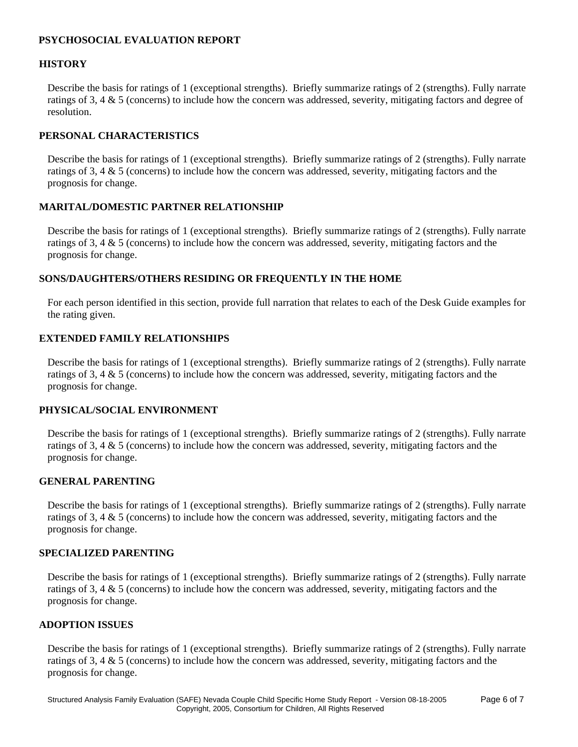# PSYCHOSOCIAL EVALUATION REPORT

## HISTORY

Describe the basis for ratings of 1 (exceptional strengths). Briefly summarize ratings of 2 (strengths). Fully narrate ratings of 3, 4 & 5 (concerns) to include how the concern was addressed, severity, mitigating factors and degree of resolution.

## PERSONAL CHARACTERISTICS

Describe the basis for ratings of 1 (exceptional strengths). Briefly summarize ratings of 2 (strengths). Fully narrate ratings of 3, 4 & 5 (concerns) to include how the concern was addressed, severity, mitigating factors and the prognosis for change.

## MARITAL/DOMESTIC PARTNER RELATIONSHIP

Describe the basis for ratings of 1 (exceptional strengths). Briefly summarize ratings of 2 (strengths). Fully narrate ratings of 3, 4 & 5 (concerns) to include how the concern was addressed, severity, mitigating factors and the prognosis for change.

## SONS/DAUGHTERS/OTHERS RESIDING OR FREQUENTLY IN THE HOME

For each person identified in this section, provide full narration that relates to each of the Desk Guide examples for the rating given.

## EXTENDED FAMILY RELATIONSHIPS

Describe the basis for ratings of 1 (exceptional strengths). Briefly summarize ratings of 2 (strengths). Fully narrate ratings of 3, 4 & 5 (concerns) to include how the concern was addressed, severity, mitigating factors and the prognosis for change.

## PHYSICAL/SOCIAL ENVIRONMENT

Describe the basis for ratings of 1 (exceptional strengths). Briefly summarize ratings of 2 (strengths). Fully narrate ratings of 3, 4 & 5 (concerns) to include how the concern was addressed, severity, mitigating factors and the prognosis for change.

## GENERAL PARENTING

Describe the basis for ratings of 1 (exceptional strengths). Briefly summarize ratings of 2 (strengths). Fully narrate ratings of 3, 4 & 5 (concerns) to include how the concern was addressed, severity, mitigating factors and the prognosis for change.

## SPECIALIZED PARENTING

Describe the basis for ratings of 1 (exceptional strengths). Briefly summarize ratings of 2 (strengths). Fully narrate ratings of 3, 4 & 5 (concerns) to include how the concern was addressed, severity, mitigating factors and the prognosis for change.

## ADOPTION ISSUES

Describe the basis for ratings of 1 (exceptional strengths). Briefly summarize ratings of 2 (strengths). Fully narrate ratings of 3, 4 & 5 (concerns) to include how the concern was addressed, severity, mitigating factors and the prognosis for change.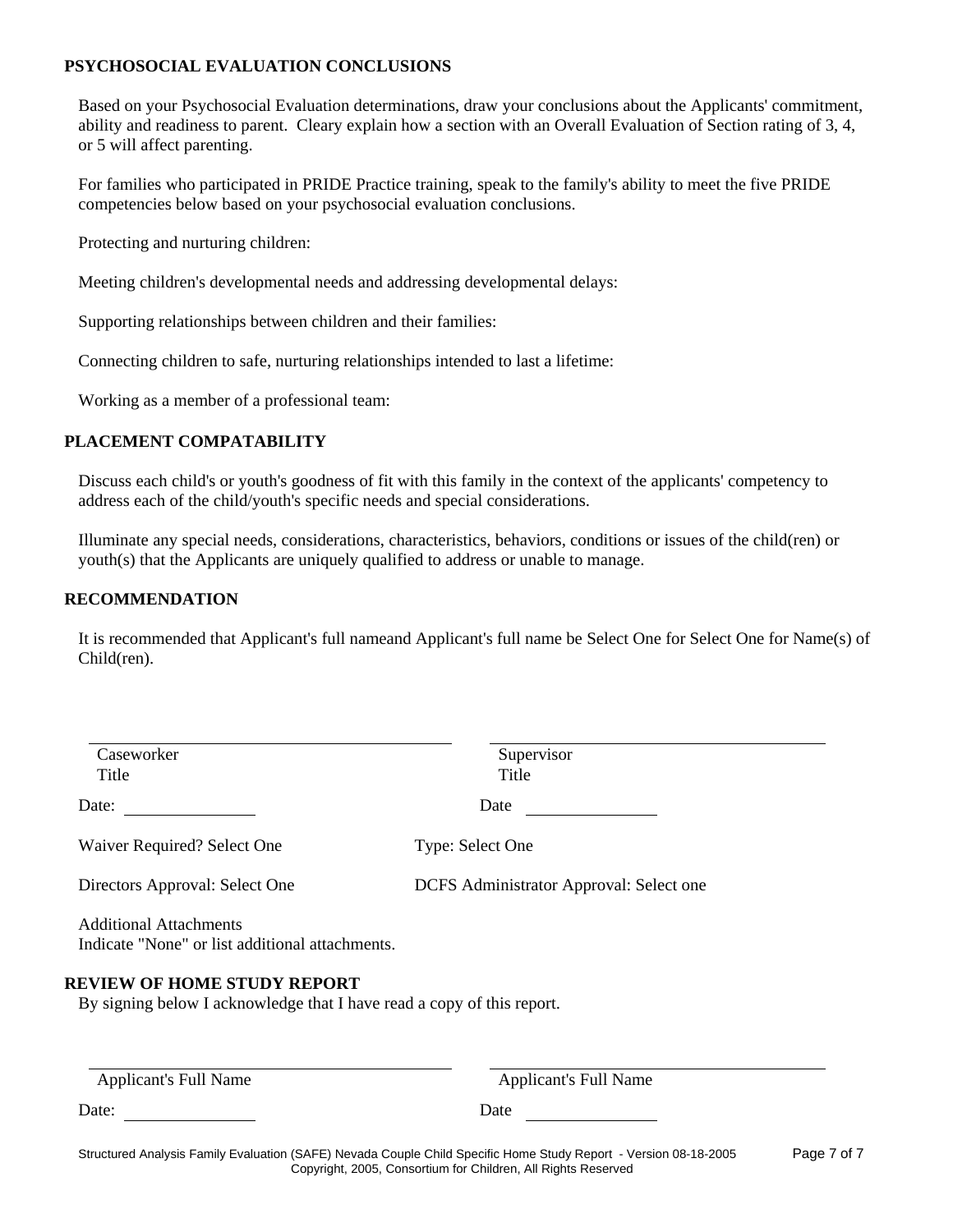## PSYCHOSOCIAL EVALUATION CONCLUSIONS

Based on your Psychosocial Evaluation determinations, draw your conclusions about the Applicants' commitment, ability and readiness to parent. Cleary explain how a section with an Overall Evaluation of Section rating of 3, 4, or 5 will affect parenting.

For families who participated in PRIDE Practice training, speak to the family's ability to meet the five PRIDE competencies below based on your psychosocial evaluation conclusions.

Protecting and nurturing children:

Meeting children's developmental needs and addressing developmental delays:

Supporting relationships between children and their families:

Connecting children to safe, nurturing relationships intended to last a lifetime:

Working as a member of a professional team:

## PLACEMENT COMPATABILITY

Discuss each child's or youth's goodness of fit with this family in the context of the applicants' competency to address each of the child/youth's specific needs and special considerations.

Illuminate any special needs, considerations, characteristics, behaviors, conditions or issues of the child(ren) or youth(s) that the Applicants are uniquely qualified to address or unable to manage.

## RECOMMENDATION

It is recommended that Applicant's full nameand Applicant's full name be Select One for Select One for Name(s) of Child(ren).

Caseworker
Title

Date: ______________

Supervisor
Title

Date ______________

Waiver Required? Select One

Type: Select One

Directors Approval: Select One

DCFS Administrator Approval: Select one

Additional Attachments
Indicate "None" or list additional attachments.

## REVIEW OF HOME STUDY REPORT

By signing below I acknowledge that I have read a copy of this report.

Applicant's Full Name

Date: ______________

Applicant's Full Name

Date ______________

Structured Analysis Family Evaluation (SAFE) Nevada Couple Child Specific Home Study Report - Version 08-18-2005
Copyright, 2005, Consortium for Children, All Rights Reserved